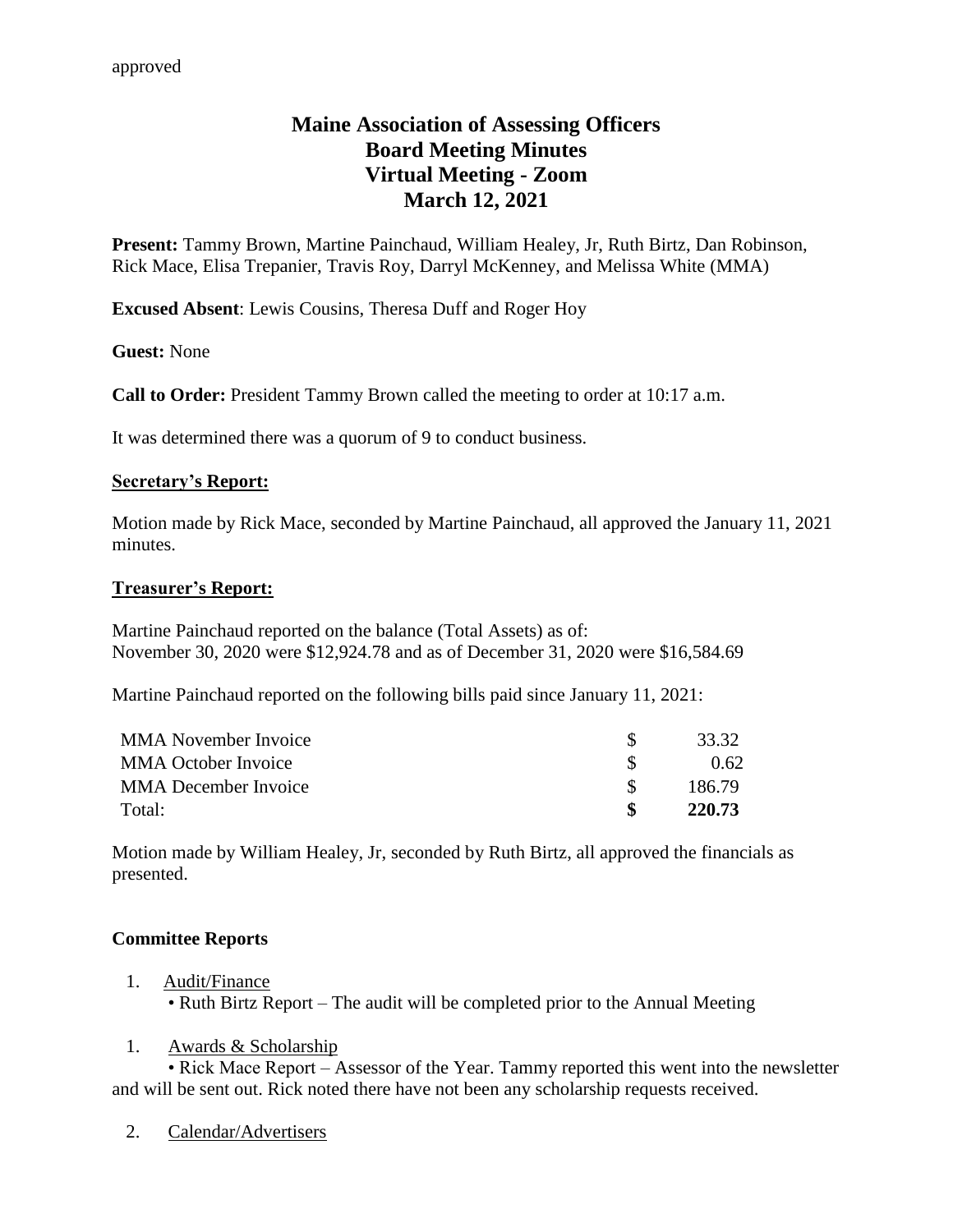approved

# Maine Association of Assessing Officers
# Board Meeting Minutes
# Virtual Meeting - Zoom
# March 12, 2021

**Present:** Tammy Brown, Martine Painchaud, William Healey, Jr, Ruth Birtz, Dan Robinson, Rick Mace, Elisa Trepanier, Travis Roy, Darryl McKenney, and Melissa White (MMA)

**Excused Absent**: Lewis Cousins, Theresa Duff and Roger Hoy

**Guest:** None

**Call to Order:** President Tammy Brown called the meeting to order at 10:17 a.m.

It was determined there was a quorum of 9 to conduct business.

## Secretary's Report:

Motion made by Rick Mace, seconded by Martine Painchaud, all approved the January 11, 2021 minutes.

## Treasurer's Report:

Martine Painchaud reported on the balance (Total Assets) as of:
November 30, 2020 were $12,924.78 and as of December 31, 2020 were $16,584.69

Martine Painchaud reported on the following bills paid since January 11, 2021:

| | | |
|---|---|---|
| MMA November Invoice | $ | 33.32 |
| MMA October Invoice | $ | 0.62 |
| MMA December Invoice | $ | 186.79 |
| Total: | **$** | **220.73** |

Motion made by William Healey, Jr, seconded by Ruth Birtz, all approved the financials as presented.

## Committee Reports

1. Audit/Finance
   - Ruth Birtz Report – The audit will be completed prior to the Annual Meeting

1. Awards & Scholarship
   - Rick Mace Report – Assessor of the Year. Tammy reported this went into the newsletter and will be sent out. Rick noted there have not been any scholarship requests received.

2. Calendar/Advertisers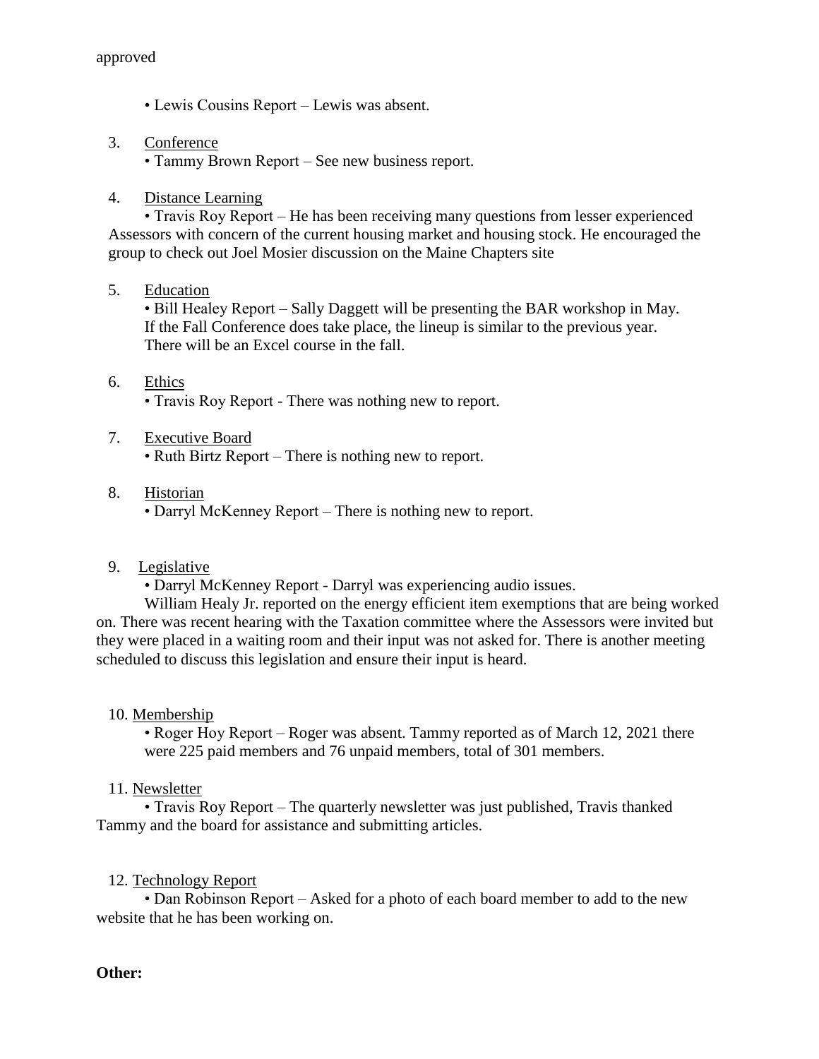approved

- Lewis Cousins Report – Lewis was absent.

3. Conference
   - Tammy Brown Report – See new business report.

4. Distance Learning
   - Travis Roy Report – He has been receiving many questions from lesser experienced Assessors with concern of the current housing market and housing stock. He encouraged the group to check out Joel Mosier discussion on the Maine Chapters site

5. Education
   - Bill Healey Report – Sally Daggett will be presenting the BAR workshop in May. If the Fall Conference does take place, the lineup is similar to the previous year. There will be an Excel course in the fall.

6. Ethics
   - Travis Roy Report - There was nothing new to report.

7. Executive Board
   - Ruth Birtz Report – There is nothing new to report.

8. Historian
   - Darryl McKenney Report – There is nothing new to report.

9. Legislative
   - Darryl McKenney Report - Darryl was experiencing audio issues.

   William Healy Jr. reported on the energy efficient item exemptions that are being worked on. There was recent hearing with the Taxation committee where the Assessors were invited but they were placed in a waiting room and their input was not asked for. There is another meeting scheduled to discuss this legislation and ensure their input is heard.

10. Membership
    - Roger Hoy Report – Roger was absent. Tammy reported as of March 12, 2021 there were 225 paid members and 76 unpaid members, total of 301 members.

11. Newsletter
    - Travis Roy Report – The quarterly newsletter was just published, Travis thanked Tammy and the board for assistance and submitting articles.

12. Technology Report
    - Dan Robinson Report – Asked for a photo of each board member to add to the new website that he has been working on.

**Other:**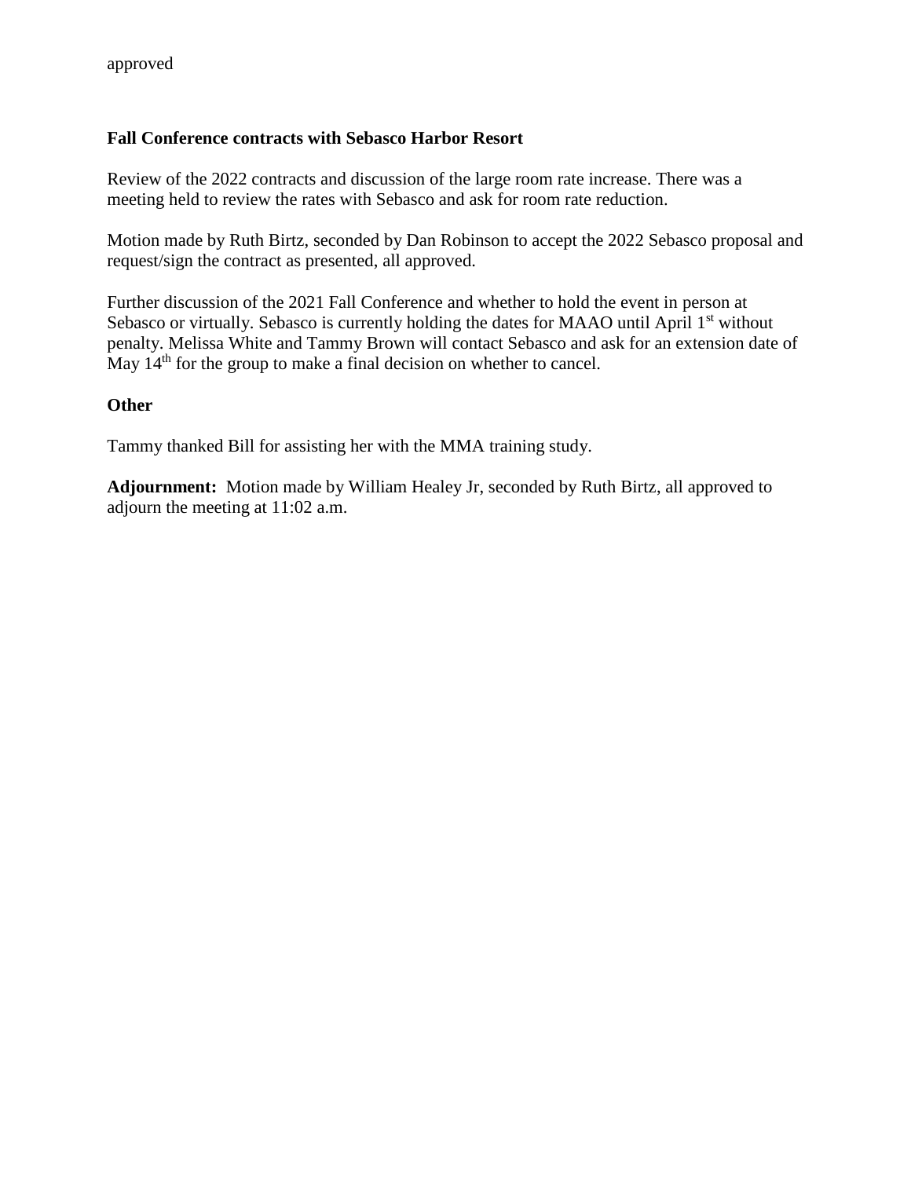approved

**Fall Conference contracts with Sebasco Harbor Resort**

Review of the 2022 contracts and discussion of the large room rate increase. There was a meeting held to review the rates with Sebasco and ask for room rate reduction.

Motion made by Ruth Birtz, seconded by Dan Robinson to accept the 2022 Sebasco proposal and request/sign the contract as presented, all approved.

Further discussion of the 2021 Fall Conference and whether to hold the event in person at Sebasco or virtually. Sebasco is currently holding the dates for MAAO until April 1st without penalty. Melissa White and Tammy Brown will contact Sebasco and ask for an extension date of May 14th for the group to make a final decision on whether to cancel.

**Other**

Tammy thanked Bill for assisting her with the MMA training study.

**Adjournment:** Motion made by William Healey Jr, seconded by Ruth Birtz, all approved to adjourn the meeting at 11:02 a.m.